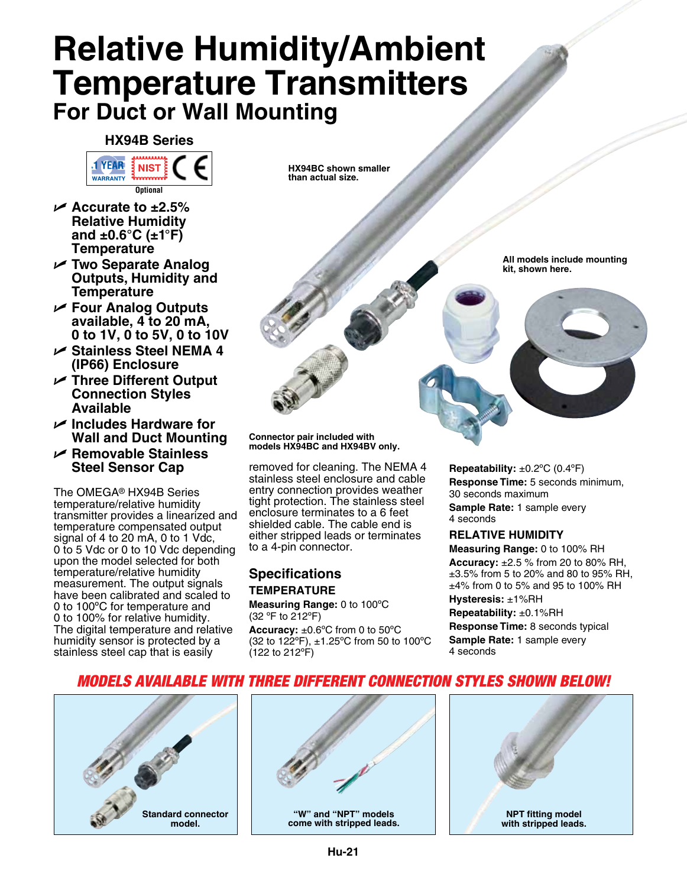# Relative Humidity/Ambient Temperature Transmitters

## For Duct or Wall Mounting

### HX94B Series

1 YEAR WARRANTY NIST CE

Optional

- **Accurate to ±2.5% Relative Humidity and ±0.6°C (±1°F) Temperature**
- **Two Separate Analog Outputs, Humidity and Temperature**
- **Four Analog Outputs available, 4 to 20 mA, 0 to 1V, 0 to 5V, 0 to 10V**
- **Stainless Steel NEMA 4 (IP66) Enclosure**
- **Three Different Output Connection Styles Available**
- **Includes Hardware for Wall and Duct Mounting**
- **Removable Stainless Steel Sensor Cap**

HX94BC shown smaller than actual size.

All models include mounting kit, shown here.

Connector pair included with models HX94BC and HX94BV only.

The OMEGA® HX94B Series temperature/relative humidity transmitter provides a linearized and temperature compensated output signal of 4 to 20 mA, 0 to 1 Vdc, 0 to 5 Vdc or 0 to 10 Vdc depending upon the model selected for both temperature/relative humidity measurement. The output signals have been calibrated and scaled to 0 to 100°C for temperature and 0 to 100% for relative humidity. The digital temperature and relative humidity sensor is protected by a stainless steel cap that is easily removed for cleaning. The NEMA 4 stainless steel enclosure and cable entry connection provides weather tight protection. The stainless steel enclosure terminates to a 6 feet shielded cable. The cable end is either stripped leads or terminates to a 4-pin connector.

## Specifications

### TEMPERATURE

**Measuring Range:** 0 to 100°C (32 °F to 212°F)

**Accuracy:** ±0.6°C from 0 to 50°C (32 to 122°F), ±1.25°C from 50 to 100°C (122 to 212°F)

**Repeatability:** ±0.2°C (0.4°F)

**Response Time:** 5 seconds minimum, 30 seconds maximum

**Sample Rate:** 1 sample every 4 seconds

### RELATIVE HUMIDITY

**Measuring Range:** 0 to 100% RH

**Accuracy:** ±2.5 % from 20 to 80% RH, ±3.5% from 5 to 20% and 80 to 95% RH, ±4% from 0 to 5% and 95 to 100% RH

**Hysteresis:** ±1%RH

**Repeatability:** ±0.1%RH

**Response Time:** 8 seconds typical

**Sample Rate:** 1 sample every 4 seconds

***MODELS AVAILABLE WITH THREE DIFFERENT CONNECTION STYLES SHOWN BELOW!***

Standard connector model.

"W" and "NPT" models come with stripped leads.

NPT fitting model with stripped leads.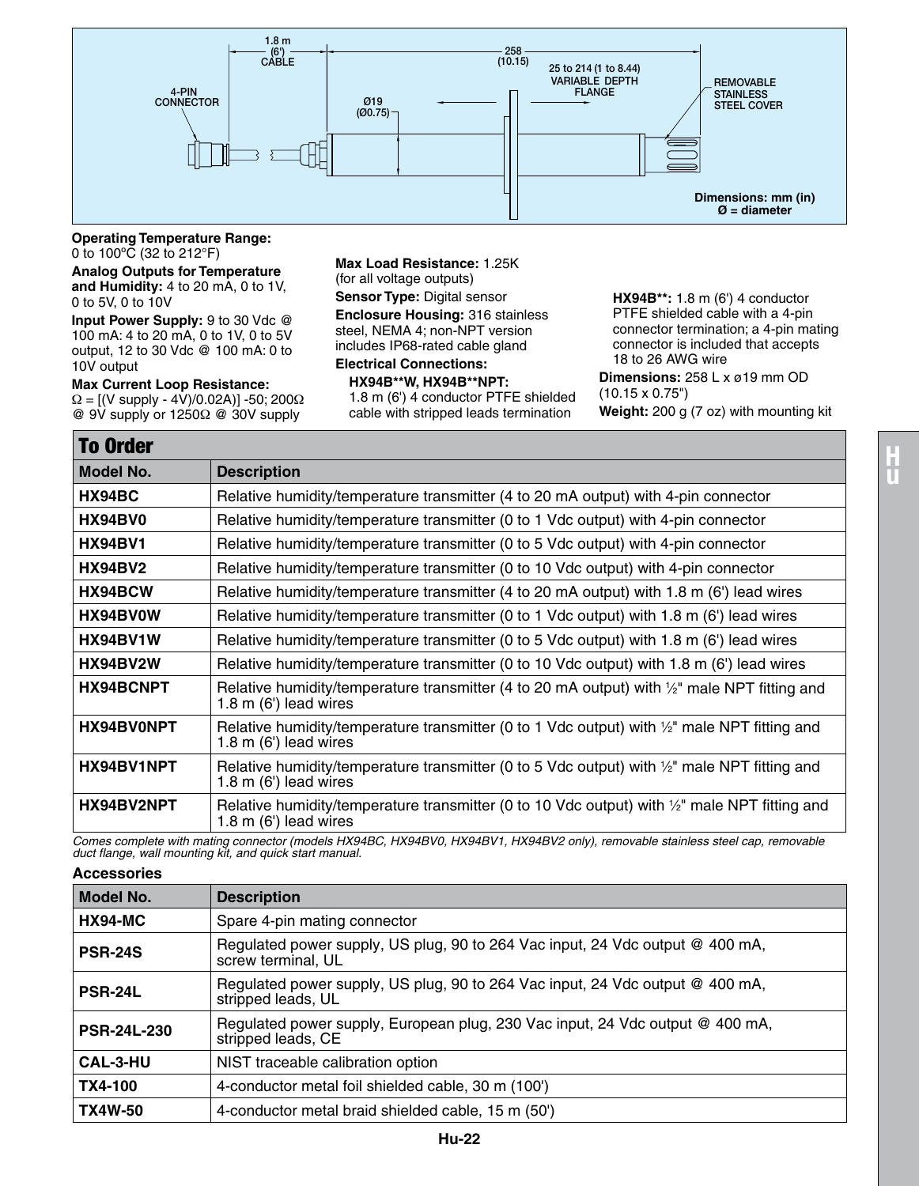1.8 m
(6')
CABLE

4-PIN
CONNECTOR

258
(10.15)

25 to 214 (1 to 8.44)
VARIABLE DEPTH
FLANGE

Ø19
(Ø0.75)

REMOVABLE
STAINLESS
STEEL COVER

Dimensions: mm (in)
Ø = diameter

**Operating Temperature Range:** 0 to 100°C (32 to 212°F)

**Analog Outputs for Temperature and Humidity:** 4 to 20 mA, 0 to 1V, 0 to 5V, 0 to 10V

**Input Power Supply:** 9 to 30 Vdc @ 100 mA: 4 to 20 mA, 0 to 1V, 0 to 5V output, 12 to 30 Vdc @ 100 mA: 0 to 10V output

**Max Current Loop Resistance:** Ω = [(V supply - 4V)/0.02A)] -50; 200Ω @ 9V supply or 1250Ω @ 30V supply

**Max Load Resistance:** 1.25K (for all voltage outputs)

**Sensor Type:** Digital sensor

**Enclosure Housing:** 316 stainless steel, NEMA 4; non-NPT version includes IP68-rated cable gland

**Electrical Connections:**

**HX94B**W, HX94B**NPT:** 1.8 m (6') 4 conductor PTFE shielded cable with stripped leads termination

**HX94B**:** 1.8 m (6') 4 conductor PTFE shielded cable with a 4-pin connector termination; a 4-pin mating connector is included that accepts 18 to 26 AWG wire

**Dimensions:** 258 L x ø19 mm OD (10.15 x 0.75")

**Weight:** 200 g (7 oz) with mounting kit

## To Order

| Model No. | Description |
|---|---|
| **HX94BC** | Relative humidity/temperature transmitter (4 to 20 mA output) with 4-pin connector |
| **HX94BV0** | Relative humidity/temperature transmitter (0 to 1 Vdc output) with 4-pin connector |
| **HX94BV1** | Relative humidity/temperature transmitter (0 to 5 Vdc output) with 4-pin connector |
| **HX94BV2** | Relative humidity/temperature transmitter (0 to 10 Vdc output) with 4-pin connector |
| **HX94BCW** | Relative humidity/temperature transmitter (4 to 20 mA output) with 1.8 m (6') lead wires |
| **HX94BV0W** | Relative humidity/temperature transmitter (0 to 1 Vdc output) with 1.8 m (6') lead wires |
| **HX94BV1W** | Relative humidity/temperature transmitter (0 to 5 Vdc output) with 1.8 m (6') lead wires |
| **HX94BV2W** | Relative humidity/temperature transmitter (0 to 10 Vdc output) with 1.8 m (6') lead wires |
| **HX94BCNPT** | Relative humidity/temperature transmitter (4 to 20 mA output) with ½" male NPT fitting and 1.8 m (6') lead wires |
| **HX94BV0NPT** | Relative humidity/temperature transmitter (0 to 1 Vdc output) with ½" male NPT fitting and 1.8 m (6') lead wires |
| **HX94BV1NPT** | Relative humidity/temperature transmitter (0 to 5 Vdc output) with ½" male NPT fitting and 1.8 m (6') lead wires |
| **HX94BV2NPT** | Relative humidity/temperature transmitter (0 to 10 Vdc output) with ½" male NPT fitting and 1.8 m (6') lead wires |

*Comes complete with mating connector (models HX94BC, HX94BV0, HX94BV1, HX94BV2 only), removable stainless steel cap, removable duct flange, wall mounting kit, and quick start manual.*

**Accessories**

| Model No. | Description |
|---|---|
| **HX94-MC** | Spare 4-pin mating connector |
| **PSR-24S** | Regulated power supply, US plug, 90 to 264 Vac input, 24 Vdc output @ 400 mA, screw terminal, UL |
| **PSR-24L** | Regulated power supply, US plug, 90 to 264 Vac input, 24 Vdc output @ 400 mA, stripped leads, UL |
| **PSR-24L-230** | Regulated power supply, European plug, 230 Vac input, 24 Vdc output @ 400 mA, stripped leads, CE |
| **CAL-3-HU** | NIST traceable calibration option |
| **TX4-100** | 4-conductor metal foil shielded cable, 30 m (100') |
| **TX4W-50** | 4-conductor metal braid shielded cable, 15 m (50') |